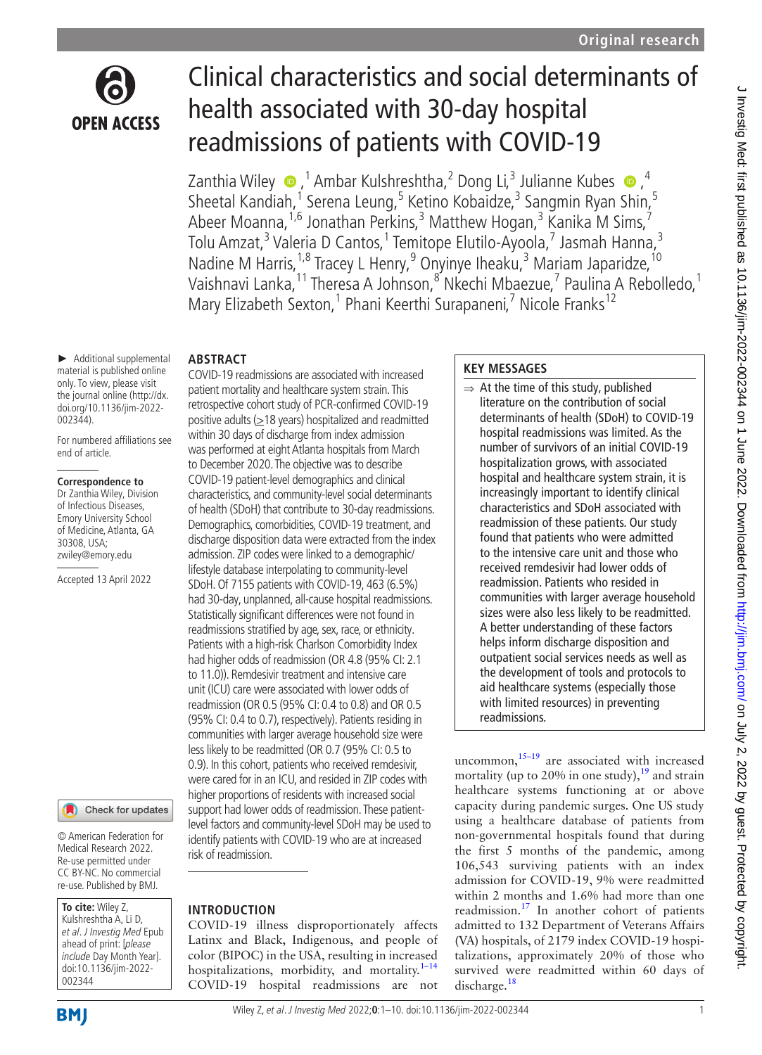# Clinical characteristics and social determinants of health associated with 30-day hospital readmissions of patients with COVID-19

Zanthia Wiley,[1] Ambar Kulshreshtha,[2] Dong Li,[3] Julianne Kubes,[4] Sheetal Kandiah,[1] Serena Leung,[5] Ketino Kobaidze,[3] Sangmin Ryan Shin,[5] Abeer Moanna,[1,6] Jonathan Perkins,[3] Matthew Hogan,[3] Kanika M Sims,[7] Tolu Amzat,[3] Valeria D Cantos,[1] Temitope Elutilo-Ayoola,[7] Jasmah Hanna,[3] Nadine M Harris,[1,8] Tracey L Henry,[9] Onyinye Iheaku,[3] Mariam Japaridze,[10] Vaishnavi Lanka,[11] Theresa A Johnson,[8] Nkechi Mbaezue,[7] Paulina A Rebolledo,[1] Mary Elizabeth Sexton,[1] Phani Keerthi Surapaneni,[7] Nicole Franks[12]

► Additional supplemental material is published online only. To view, please visit the journal online (http://dx.doi.org/10.1136/jim-2022-002344).

For numbered affiliations see end of article.

**Correspondence to**
Dr Zanthia Wiley, Division of Infectious Diseases, Emory University School of Medicine, Atlanta, GA 30308, USA; zwiley@emory.edu

Accepted 13 April 2022

© American Federation for Medical Research 2022. Re-use permitted under CC BY-NC. No commercial re-use. Published by BMJ.

**To cite:** Wiley Z, Kulshreshtha A, Li D, *et al. J Investig Med* Epub ahead of print: [*please include* Day Month Year]. doi:10.1136/jim-2022-002344

## ABSTRACT

COVID-19 readmissions are associated with increased patient mortality and healthcare system strain. This retrospective cohort study of PCR-confirmed COVID-19 positive adults (≥18 years) hospitalized and readmitted within 30 days of discharge from index admission was performed at eight Atlanta hospitals from March to December 2020. The objective was to describe COVID-19 patient-level demographics and clinical characteristics, and community-level social determinants of health (SDoH) that contribute to 30-day readmissions. Demographics, comorbidities, COVID-19 treatment, and discharge disposition data were extracted from the index admission. ZIP codes were linked to a demographic/lifestyle database interpolating to community-level SDoH. Of 7155 patients with COVID-19, 463 (6.5%) had 30-day, unplanned, all-cause hospital readmissions. Statistically significant differences were not found in readmissions stratified by age, sex, race, or ethnicity. Patients with a high-risk Charlson Comorbidity Index had higher odds of readmission (OR 4.8 (95% CI: 2.1 to 11.0)). Remdesivir treatment and intensive care unit (ICU) care were associated with lower odds of readmission (OR 0.5 (95% CI: 0.4 to 0.8) and OR 0.5 (95% CI: 0.4 to 0.7), respectively). Patients residing in communities with larger average household size were less likely to be readmitted (OR 0.7 (95% CI: 0.5 to 0.9). In this cohort, patients who received remdesivir, were cared for in an ICU, and resided in ZIP codes with higher proportions of residents with increased social support had lower odds of readmission. These patient-level factors and community-level SDoH may be used to identify patients with COVID-19 who are at increased risk of readmission.

## KEY MESSAGES

⇒ At the time of this study, published literature on the contribution of social determinants of health (SDoH) to COVID-19 hospital readmissions was limited. As the number of survivors of an initial COVID-19 hospitalization grows, with associated hospital and healthcare system strain, it is increasingly important to identify clinical characteristics and SDoH associated with readmission of these patients. Our study found that patients who were admitted to the intensive care unit and those who received remdesivir had lower odds of readmission. Patients who resided in communities with larger average household sizes were also less likely to be readmitted. A better understanding of these factors helps inform discharge disposition and outpatient social services needs as well as the development of tools and protocols to aid healthcare systems (especially those with limited resources) in preventing readmissions.

## INTRODUCTION

COVID-19 illness disproportionately affects Latinx and Black, Indigenous, and people of color (BIPOC) in the USA, resulting in increased hospitalizations, morbidity, and mortality.[1–14] COVID-19 hospital readmissions are not uncommon,[15–19] are associated with increased mortality (up to 20% in one study),[19] and strain healthcare systems functioning at or above capacity during pandemic surges. One US study using a healthcare database of patients from non-governmental hospitals found that during the first 5 months of the pandemic, among 106,543 surviving patients with an index admission for COVID-19, 9% were readmitted within 2 months and 1.6% had more than one readmission.[17] In another cohort of patients admitted to 132 Department of Veterans Affairs (VA) hospitals, of 2179 index COVID-19 hospitalizations, approximately 20% of those who survived were readmitted within 60 days of discharge.[18]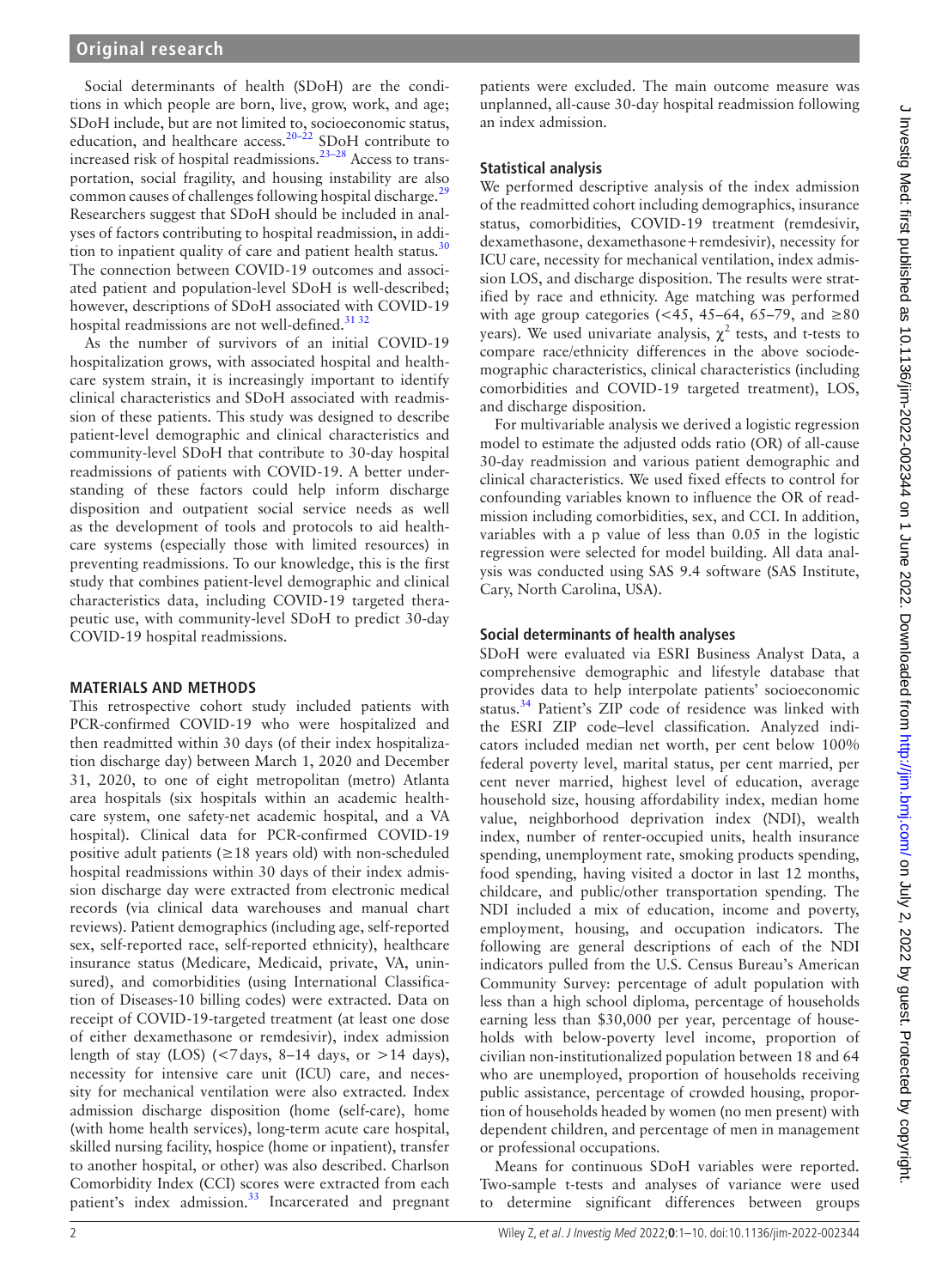Social determinants of health (SDoH) are the conditions in which people are born, live, grow, work, and age; SDoH include, but are not limited to, socioeconomic status, education, and healthcare access.[20–22] SDoH contribute to increased risk of hospital readmissions.[23–28] Access to transportation, social fragility, and housing instability are also common causes of challenges following hospital discharge.[29] Researchers suggest that SDoH should be included in analyses of factors contributing to hospital readmission, in addition to inpatient quality of care and patient health status.[30] The connection between COVID-19 outcomes and associated patient and population-level SDoH is well-described; however, descriptions of SDoH associated with COVID-19 hospital readmissions are not well-defined.[31 32]

As the number of survivors of an initial COVID-19 hospitalization grows, with associated hospital and healthcare system strain, it is increasingly important to identify clinical characteristics and SDoH associated with readmission of these patients. This study was designed to describe patient-level demographic and clinical characteristics and community-level SDoH that contribute to 30-day hospital readmissions of patients with COVID-19. A better understanding of these factors could help inform discharge disposition and outpatient social service needs as well as the development of tools and protocols to aid healthcare systems (especially those with limited resources) in preventing readmissions. To our knowledge, this is the first study that combines patient-level demographic and clinical characteristics data, including COVID-19 targeted therapeutic use, with community-level SDoH to predict 30-day COVID-19 hospital readmissions.

## MATERIALS AND METHODS

This retrospective cohort study included patients with PCR-confirmed COVID-19 who were hospitalized and then readmitted within 30 days (of their index hospitalization discharge day) between March 1, 2020 and December 31, 2020, to one of eight metropolitan (metro) Atlanta area hospitals (six hospitals within an academic healthcare system, one safety-net academic hospital, and a VA hospital). Clinical data for PCR-confirmed COVID-19 positive adult patients (≥18 years old) with non-scheduled hospital readmissions within 30 days of their index admission discharge day were extracted from electronic medical records (via clinical data warehouses and manual chart reviews). Patient demographics (including age, self-reported sex, self-reported race, self-reported ethnicity), healthcare insurance status (Medicare, Medicaid, private, VA, uninsured), and comorbidities (using International Classification of Diseases-10 billing codes) were extracted. Data on receipt of COVID-19-targeted treatment (at least one dose of either dexamethasone or remdesivir), index admission length of stay (LOS) (<7 days, 8–14 days, or >14 days), necessity for intensive care unit (ICU) care, and necessity for mechanical ventilation were also extracted. Index admission discharge disposition (home (self-care), home (with home health services), long-term acute care hospital, skilled nursing facility, hospice (home or inpatient), transfer to another hospital, or other) was also described. Charlson Comorbidity Index (CCI) scores were extracted from each patient's index admission.[33] Incarcerated and pregnant patients were excluded. The main outcome measure was unplanned, all-cause 30-day hospital readmission following an index admission.

### Statistical analysis

We performed descriptive analysis of the index admission of the readmitted cohort including demographics, insurance status, comorbidities, COVID-19 treatment (remdesivir, dexamethasone, dexamethasone+remdesivir), necessity for ICU care, necessity for mechanical ventilation, index admission LOS, and discharge disposition. The results were stratified by race and ethnicity. Age matching was performed with age group categories (<45, 45–64, 65–79, and ≥80 years). We used univariate analysis, $\chi^2$ tests, and t-tests to compare race/ethnicity differences in the above sociodemographic characteristics, clinical characteristics (including comorbidities and COVID-19 targeted treatment), LOS, and discharge disposition.

For multivariable analysis we derived a logistic regression model to estimate the adjusted odds ratio (OR) of all-cause 30-day readmission and various patient demographic and clinical characteristics. We used fixed effects to control for confounding variables known to influence the OR of readmission including comorbidities, sex, and CCI. In addition, variables with a p value of less than 0.05 in the logistic regression were selected for model building. All data analysis was conducted using SAS 9.4 software (SAS Institute, Cary, North Carolina, USA).

### Social determinants of health analyses

SDoH were evaluated via ESRI Business Analyst Data, a comprehensive demographic and lifestyle database that provides data to help interpolate patients' socioeconomic status.[34] Patient's ZIP code of residence was linked with the ESRI ZIP code–level classification. Analyzed indicators included median net worth, per cent below 100% federal poverty level, marital status, per cent married, per cent never married, highest level of education, average household size, housing affordability index, median home value, neighborhood deprivation index (NDI), wealth index, number of renter-occupied units, health insurance spending, unemployment rate, smoking products spending, food spending, having visited a doctor in last 12 months, childcare, and public/other transportation spending. The NDI included a mix of education, income and poverty, employment, housing, and occupation indicators. The following are general descriptions of each of the NDI indicators pulled from the U.S. Census Bureau's American Community Survey: percentage of adult population with less than a high school diploma, percentage of households earning less than $30,000 per year, percentage of households with below-poverty level income, proportion of civilian non-institutionalized population between 18 and 64 who are unemployed, proportion of households receiving public assistance, percentage of crowded housing, proportion of households headed by women (no men present) with dependent children, and percentage of men in management or professional occupations.

Means for continuous SDoH variables were reported. Two-sample t-tests and analyses of variance were used to determine significant differences between groups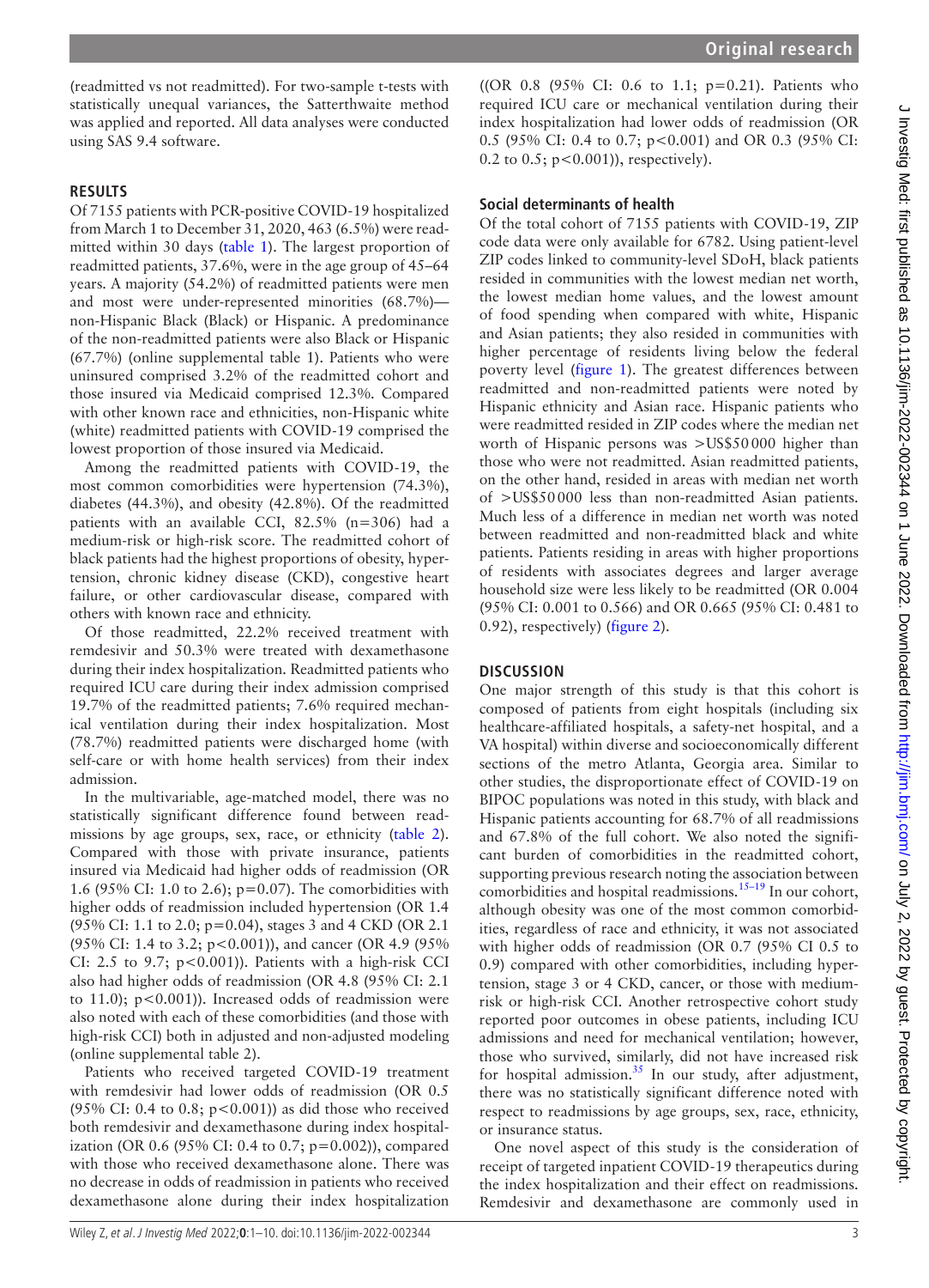(readmitted vs not readmitted). For two-sample t-tests with statistically unequal variances, the Satterthwaite method was applied and reported. All data analyses were conducted using SAS 9.4 software.

## RESULTS

Of 7155 patients with PCR-positive COVID-19 hospitalized from March 1 to December 31, 2020, 463 (6.5%) were readmitted within 30 days (table 1). The largest proportion of readmitted patients, 37.6%, were in the age group of 45–64 years. A majority (54.2%) of readmitted patients were men and most were under-represented minorities (68.7%)—non-Hispanic Black (Black) or Hispanic. A predominance of the non-readmitted patients were also Black or Hispanic (67.7%) (online supplemental table 1). Patients who were uninsured comprised 3.2% of the readmitted cohort and those insured via Medicaid comprised 12.3%. Compared with other known race and ethnicities, non-Hispanic white (white) readmitted patients with COVID-19 comprised the lowest proportion of those insured via Medicaid.

Among the readmitted patients with COVID-19, the most common comorbidities were hypertension (74.3%), diabetes (44.3%), and obesity (42.8%). Of the readmitted patients with an available CCI, 82.5% (n=306) had a medium-risk or high-risk score. The readmitted cohort of black patients had the highest proportions of obesity, hypertension, chronic kidney disease (CKD), congestive heart failure, or other cardiovascular disease, compared with others with known race and ethnicity.

Of those readmitted, 22.2% received treatment with remdesivir and 50.3% were treated with dexamethasone during their index hospitalization. Readmitted patients who required ICU care during their index admission comprised 19.7% of the readmitted patients; 7.6% required mechanical ventilation during their index hospitalization. Most (78.7%) readmitted patients were discharged home (with self-care or with home health services) from their index admission.

In the multivariable, age-matched model, there was no statistically significant difference found between readmissions by age groups, sex, race, or ethnicity (table 2). Compared with those with private insurance, patients insured via Medicaid had higher odds of readmission (OR 1.6 (95% CI: 1.0 to 2.6); p=0.07). The comorbidities with higher odds of readmission included hypertension (OR 1.4 (95% CI: 1.1 to 2.0; p=0.04), stages 3 and 4 CKD (OR 2.1 (95% CI: 1.4 to 3.2; p<0.001)), and cancer (OR 4.9 (95% CI: 2.5 to 9.7; p<0.001)). Patients with a high-risk CCI also had higher odds of readmission (OR 4.8 (95% CI: 2.1 to 11.0); p<0.001)). Increased odds of readmission were also noted with each of these comorbidities (and those with high-risk CCI) both in adjusted and non-adjusted modeling (online supplemental table 2).

Patients who received targeted COVID-19 treatment with remdesivir had lower odds of readmission (OR 0.5 (95% CI: 0.4 to 0.8; p<0.001)) as did those who received both remdesivir and dexamethasone during index hospitalization (OR 0.6 (95% CI: 0.4 to 0.7; p=0.002)), compared with those who received dexamethasone alone. There was no decrease in odds of readmission in patients who received dexamethasone alone during their index hospitalization ((OR 0.8 (95% CI: 0.6 to 1.1; p=0.21). Patients who required ICU care or mechanical ventilation during their index hospitalization had lower odds of readmission (OR 0.5 (95% CI: 0.4 to 0.7; p<0.001) and OR 0.3 (95% CI: 0.2 to 0.5; p<0.001)), respectively).

### Social determinants of health

Of the total cohort of 7155 patients with COVID-19, ZIP code data were only available for 6782. Using patient-level ZIP codes linked to community-level SDoH, black patients resided in communities with the lowest median net worth, the lowest median home values, and the lowest amount of food spending when compared with white, Hispanic and Asian patients; they also resided in communities with higher percentage of residents living below the federal poverty level (figure 1). The greatest differences between readmitted and non-readmitted patients were noted by Hispanic ethnicity and Asian race. Hispanic patients who were readmitted resided in ZIP codes where the median net worth of Hispanic persons was >US$50 000 higher than those who were not readmitted. Asian readmitted patients, on the other hand, resided in areas with median net worth of >US$50 000 less than non-readmitted Asian patients. Much less of a difference in median net worth was noted between readmitted and non-readmitted black and white patients. Patients residing in areas with higher proportions of residents with associates degrees and larger average household size were less likely to be readmitted (OR 0.004 (95% CI: 0.001 to 0.566) and OR 0.665 (95% CI: 0.481 to 0.92), respectively) (figure 2).

## DISCUSSION

One major strength of this study is that this cohort is composed of patients from eight hospitals (including six healthcare-affiliated hospitals, a safety-net hospital, and a VA hospital) within diverse and socioeconomically different sections of the metro Atlanta, Georgia area. Similar to other studies, the disproportionate effect of COVID-19 on BIPOC populations was noted in this study, with black and Hispanic patients accounting for 68.7% of all readmissions and 67.8% of the full cohort. We also noted the significant burden of comorbidities in the readmitted cohort, supporting previous research noting the association between comorbidities and hospital readmissions.[15–19] In our cohort, although obesity was one of the most common comorbidities, regardless of race and ethnicity, it was not associated with higher odds of readmission (OR 0.7 (95% CI 0.5 to 0.9) compared with other comorbidities, including hypertension, stage 3 or 4 CKD, cancer, or those with medium-risk or high-risk CCI. Another retrospective cohort study reported poor outcomes in obese patients, including ICU admissions and need for mechanical ventilation; however, those who survived, similarly, did not have increased risk for hospital admission.[35] In our study, after adjustment, there was no statistically significant difference noted with respect to readmissions by age groups, sex, race, ethnicity, or insurance status.

One novel aspect of this study is the consideration of receipt of targeted inpatient COVID-19 therapeutics during the index hospitalization and their effect on readmissions. Remdesivir and dexamethasone are commonly used in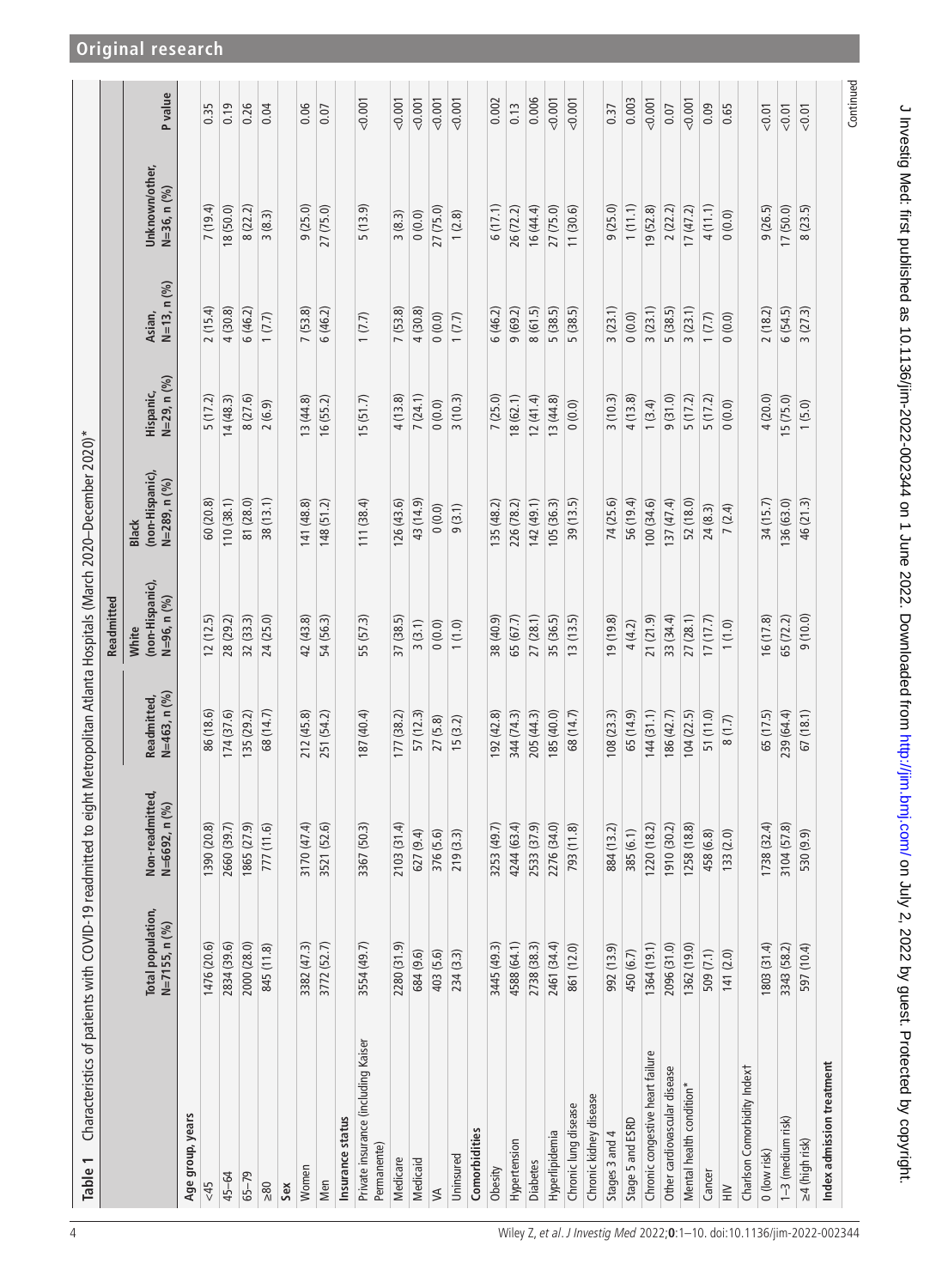**Table 1** Characteristics of patients with COVID-19 readmitted to eight Metropolitan Atlanta Hospitals (March 2020–December 2020)*

| | Total population, N=7155, n (%) | Non-readmitted, N=6692, n (%) | Readmitted, N=463, n (%) | Readmitted | | | | | P value |
|---|---|---|---|---|---|---|---|---|---|
| | | | | White (non-Hispanic), N=96, n (%) | Black (non-Hispanic), N=289, n (%) | Hispanic, N=29, n (%) | Asian, N=13, n (%) | Unknown/other, N=36, n (%) | |
| **Age group, years** | | | | | | | | | |
| <45 | 1476 (20.6) | 1390 (20.8) | 86 (18.6) | 12 (12.5) | 60 (20.8) | 5 (17.2) | 2 (15.4) | 7 (19.4) | 0.35 |
| 45–64 | 2834 (39.6) | 2660 (39.7) | 174 (37.6) | 28 (29.2) | 110 (38.1) | 14 (48.3) | 4 (30.8) | 18 (50.0) | 0.19 |
| 65–79 | 2000 (28.0) | 1865 (27.9) | 135 (29.2) | 32 (33.3) | 81 (28.0) | 8 (27.6) | 6 (46.2) | 8 (22.2) | 0.26 |
| ≥80 | 845 (11.8) | 777 (11.6) | 68 (14.7) | 24 (25.0) | 38 (13.1) | 2 (6.9) | 1 (7.7) | 3 (8.3) | 0.04 |
| **Sex** | | | | | | | | | |
| Women | 3382 (47.3) | 3170 (47.4) | 212 (45.8) | 42 (43.8) | 141 (48.8) | 13 (44.8) | 7 (53.8) | 9 (25.0) | 0.06 |
| Men | 3772 (52.7) | 3521 (52.6) | 251 (54.2) | 54 (56.3) | 148 (51.2) | 16 (55.2) | 6 (46.2) | 27 (75.0) | 0.07 |
| **Insurance status** | | | | | | | | | |
| Private insurance (including Kaiser Permanente) | 3554 (49.7) | 3367 (50.3) | 187 (40.4) | 55 (57.3) | 111 (38.4) | 15 (51.7) | 1 (7.7) | 5 (13.9) | <0.001 |
| Medicare | 2280 (31.9) | 2103 (31.4) | 177 (38.2) | 37 (38.5) | 126 (43.6) | 4 (13.8) | 7 (53.8) | 3 (8.3) | <0.001 |
| Medicaid | 684 (9.6) | 627 (9.4) | 57 (12.3) | 3 (3.1) | 43 (14.9) | 7 (24.1) | 4 (30.8) | 0 (0.0) | <0.001 |
| VA | 403 (5.6) | 376 (5.6) | 27 (5.8) | 0 (0.0) | 0 (0.0) | 0 (0.0) | 0 (0.0) | 27 (75.0) | <0.001 |
| Uninsured | 234 (3.3) | 219 (3.3) | 15 (3.2) | 1 (1.0) | 9 (3.1) | 3 (10.3) | 1 (7.7) | 1 (2.8) | <0.001 |
| **Comorbidities** | | | | | | | | | |
| Obesity | 3445 (49.3) | 3253 (49.7) | 192 (42.8) | 38 (40.9) | 135 (48.2) | 7 (25.0) | 6 (46.2) | 6 (17.1) | 0.002 |
| Hypertension | 4588 (64.1) | 4244 (63.4) | 344 (74.3) | 65 (67.7) | 226 (78.2) | 18 (62.1) | 9 (69.2) | 26 (72.2) | 0.13 |
| Diabetes | 2738 (38.3) | 2533 (37.9) | 205 (44.3) | 27 (28.1) | 142 (49.1) | 12 (41.4) | 8 (61.5) | 16 (44.4) | 0.006 |
| Hyperlipidemia | 2461 (34.4) | 2276 (34.0) | 185 (40.0) | 35 (36.5) | 105 (36.3) | 13 (44.8) | 5 (38.5) | 27 (75.0) | <0.001 |
| Chronic lung disease | 861 (12.0) | 793 (11.8) | 68 (14.7) | 13 (13.5) | 39 (13.5) | 0 (0.0) | 5 (38.5) | 11 (30.6) | <0.001 |
| Chronic kidney disease | | | | | | | | | |
| Stages 3 and 4 | 992 (13.9) | 884 (13.2) | 108 (23.3) | 19 (19.8) | 74 (25.6) | 3 (10.3) | 3 (23.1) | 9 (25.0) | 0.37 |
| Stage 5 and ESRD | 450 (6.7) | 385 (6.1) | 65 (14.9) | 4 (4.2) | 56 (19.4) | 4 (13.8) | 0 (0.0) | 1 (11.1) | 0.003 |
| Chronic congestive heart failure | 1364 (19.1) | 1220 (18.2) | 144 (31.1) | 21 (21.9) | 100 (34.6) | 1 (3.4) | 3 (23.1) | 19 (52.8) | <0.001 |
| Other cardiovascular disease | 2096 (31.0) | 1910 (30.2) | 186 (42.7) | 33 (34.4) | 137 (47.4) | 9 (31.0) | 5 (38.5) | 2 (22.2) | 0.07 |
| Mental health condition* | 1362 (19.0) | 1258 (18.8) | 104 (22.5) | 27 (28.1) | 52 (18.0) | 5 (17.2) | 3 (23.1) | 17 (47.2) | <0.001 |
| Cancer | 509 (7.1) | 458 (6.8) | 51 (11.0) | 17 (17.7) | 24 (8.3) | 5 (17.2) | 1 (7.7) | 4 (11.1) | 0.09 |
| HIV | 141 (2.0) | 133 (2.0) | 8 (1.7) | 1 (1.0) | 7 (2.4) | 0 (0.0) | 0 (0.0) | 0 (0.0) | 0.65 |
| Charlson Comorbidity Index† | | | | | | | | | |
| 0 (low risk) | 1803 (31.4) | 1738 (32.4) | 65 (17.5) | 16 (17.8) | 34 (15.7) | 4 (20.0) | 2 (18.2) | 9 (26.5) | <0.01 |
| 1–3 (medium risk) | 3343 (58.2) | 3104 (57.8) | 239 (64.4) | 65 (72.2) | 136 (63.0) | 15 (75.0) | 6 (54.5) | 17 (50.0) | <0.01 |
| ≥4 (high risk) | 597 (10.4) | 530 (9.9) | 67 (18.1) | 9 (10.0) | 46 (21.3) | 1 (5.0) | 3 (27.3) | 8 (23.5) | <0.01 |
| **Index admission treatment** | | | | | | | | | |

Continued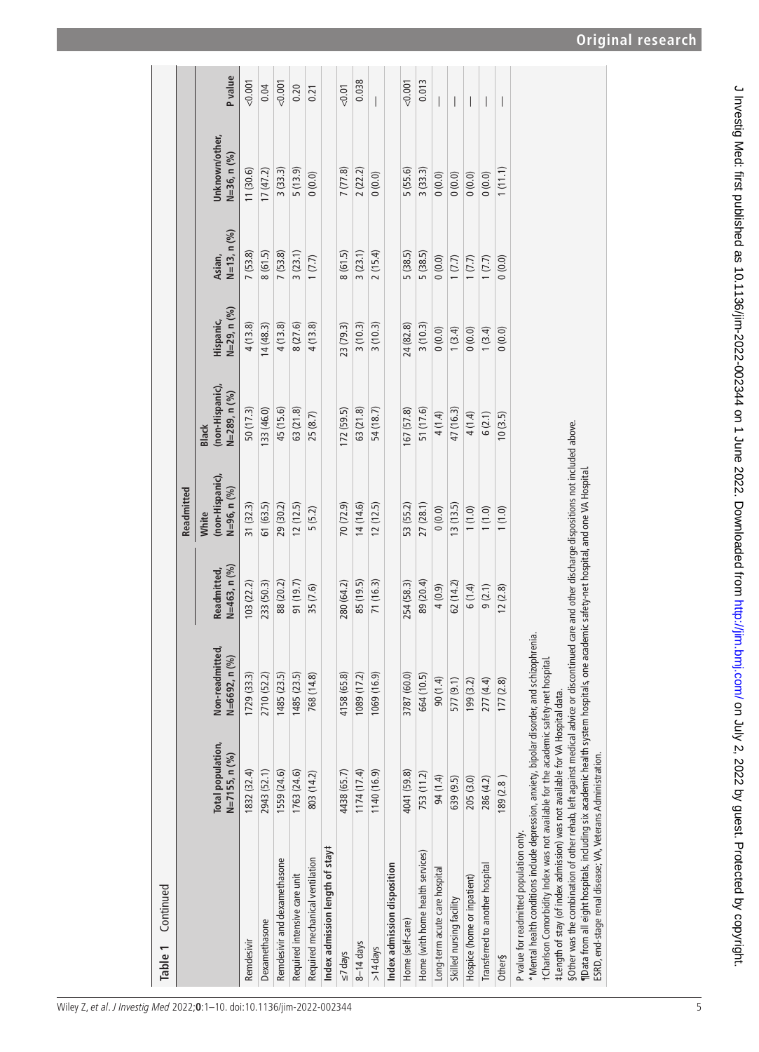**Table 1** Continued

| | Total population, N=7155, n (%) | Non-readmitted, N=6692, n (%) | Readmitted, N=463, n (%) | Readmitted | | | | | P value |
|---|---|---|---|---|---|---|---|---|---|
| | | | | White (non-Hispanic), N=96, n (%) | Black (non-Hispanic), N=289, n (%) | Hispanic, N=29, n (%) | Asian, N=13, n (%) | Unknown/other, N=36, n (%) | |
| Remdesivir | 1832 (32.4) | 1729 (33.3) | 103 (22.2) | 31 (32.3) | 50 (17.3) | 4 (13.8) | 7 (53.8) | 11 (30.6) | <0.001 |
| Dexamethasone | 2943 (52.1) | 2710 (52.2) | 233 (50.3) | 61 (63.5) | 133 (46.0) | 14 (48.3) | 8 (61.5) | 17 (47.2) | 0.04 |
| Remdesivir and dexamethasone | 1559 (24.6) | 1485 (23.5) | 88 (20.2) | 29 (30.2) | 45 (15.6) | 4 (13.8) | 7 (53.8) | 3 (33.3) | <0.001 |
| Required intensive care unit | 1763 (24.6) | 1485 (23.5) | 91 (19.7) | 12 (12.5) | 63 (21.8) | 8 (27.6) | 3 (23.1) | 5 (13.9) | 0.20 |
| Required mechanical ventilation | 803 (14.2) | 768 (14.8) | 35 (7.6) | 5 (5.2) | 25 (8.7) | 4 (13.8) | 1 (7.7) | 0 (0.0) | 0.21 |
| **Index admission length of stay‡** | | | | | | | | | |
| ≤7 days | 4438 (65.7) | 4158 (65.8) | 280 (64.2) | 70 (72.9) | 172 (59.5) | 23 (79.3) | 8 (61.5) | 7 (77.8) | <0.01 |
| 8–14 days | 1174 (17.4) | 1089 (17.2) | 85 (19.5) | 14 (14.6) | 63 (21.8) | 3 (10.3) | 3 (23.1) | 2 (22.2) | 0.038 |
| >14 days | 1140 (16.9) | 1069 (16.9) | 71 (16.3) | 12 (12.5) | 54 (18.7) | 3 (10.3) | 2 (15.4) | 0 (0.0) | — |
| **Index admission disposition** | | | | | | | | | |
| Home (self-care) | 4041 (59.8) | 3787 (60.0) | 254 (58.3) | 53 (55.2) | 167 (57.8) | 24 (82.8) | 5 (38.5) | 5 (55.6) | <0.001 |
| Home (with home health services) | 753 (11.2) | 664 (10.5) | 89 (20.4) | 27 (28.1) | 51 (17.6) | 3 (10.3) | 5 (38.5) | 3 (33.3) | 0.013 |
| Long-term acute care hospital | 94 (1.4) | 90 (1.4) | 4 (0.9) | 0 (0.0) | 4 (1.4) | 0 (0.0) | 0 (0.0) | 0 (0.0) | — |
| Skilled nursing facility | 639 (9.5) | 577 (9.1) | 62 (14.2) | 13 (13.5) | 47 (16.3) | 1 (3.4) | 1 (7.7) | 0 (0.0) | — |
| Hospice (home or inpatient) | 205 (3.0) | 199 (3.2) | 6 (1.4) | 1 (1.0) | 4 (1.4) | 0 (0.0) | 1 (7.7) | 0 (0.0) | — |
| Transferred to another hospital | 286 (4.2) | 277 (4.4) | 9 (2.1) | 1 (1.0) | 6 (2.1) | 1 (3.4) | 1 (7.7) | 0 (0.0) | — |
| Other§ | 189 (2.8 ) | 177 (2.8) | 12 (2.8) | 1 (1.0) | 10 (3.5) | 0 (0.0) | 0 (0.0) | 1 (11.1) | — |

P value for readmitted population only.
*Mental health conditions include depression, anxiety, bipolar disorder, and schizophrenia.
†Charlson Comorbidity Index was not available for the academic safety-net hospital.
‡Length of stay (of index admission) was not available for VA Hospital data.
§Other was the combination of other rehab, left against medical advice or discontinued care and other discharge dispositions not included above.
¶Data from all eight hospitals, including six academic health system hospitals, one academic safety-net hospital, and one VA Hospital.
ESRD, end-stage renal disease; VA, Veterans Administration.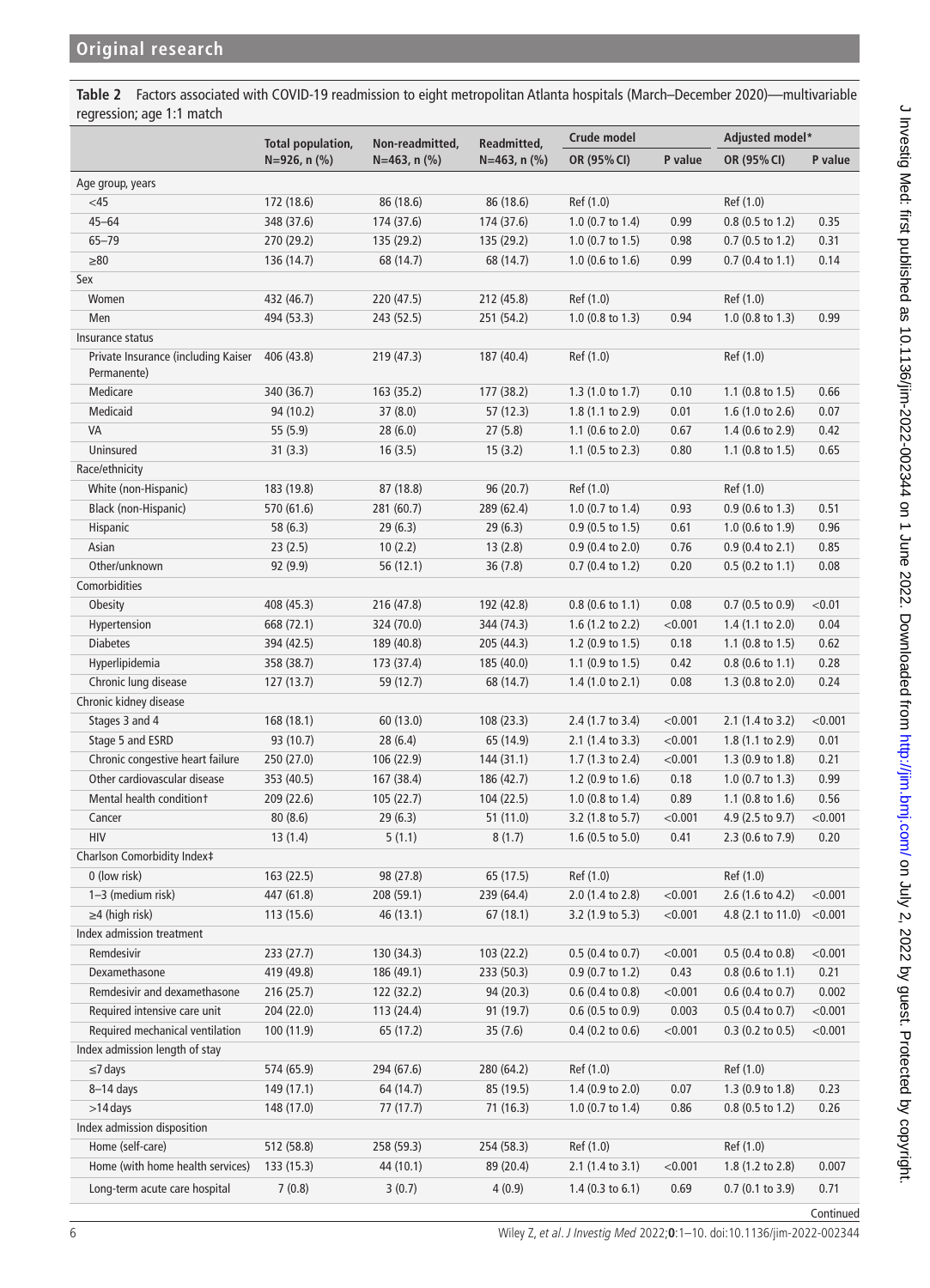**Table 2** Factors associated with COVID-19 readmission to eight metropolitan Atlanta hospitals (March–December 2020)—multivariable regression; age 1:1 match

| | Total population, N=926, n (%) | Non-readmitted, N=463, n (%) | Readmitted, N=463, n (%) | Crude model | | Adjusted model* | |
|---|---|---|---|---|---|---|---|
| | | | | OR (95% CI) | P value | OR (95% CI) | P value |
| **Age group, years** | | | | | | | |
| <45 | 172 (18.6) | 86 (18.6) | 86 (18.6) | Ref (1.0) | | Ref (1.0) | |
| 45–64 | 348 (37.6) | 174 (37.6) | 174 (37.6) | 1.0 (0.7 to 1.4) | 0.99 | 0.8 (0.5 to 1.2) | 0.35 |
| 65–79 | 270 (29.2) | 135 (29.2) | 135 (29.2) | 1.0 (0.7 to 1.5) | 0.98 | 0.7 (0.5 to 1.2) | 0.31 |
| ≥80 | 136 (14.7) | 68 (14.7) | 68 (14.7) | 1.0 (0.6 to 1.6) | 0.99 | 0.7 (0.4 to 1.1) | 0.14 |
| **Sex** | | | | | | | |
| Women | 432 (46.7) | 220 (47.5) | 212 (45.8) | Ref (1.0) | | Ref (1.0) | |
| Men | 494 (53.3) | 243 (52.5) | 251 (54.2) | 1.0 (0.8 to 1.3) | 0.94 | 1.0 (0.8 to 1.3) | 0.99 |
| **Insurance status** | | | | | | | |
| Private Insurance (including Kaiser Permanente) | 406 (43.8) | 219 (47.3) | 187 (40.4) | Ref (1.0) | | Ref (1.0) | |
| Medicare | 340 (36.7) | 163 (35.2) | 177 (38.2) | 1.3 (1.0 to 1.7) | 0.10 | 1.1 (0.8 to 1.5) | 0.66 |
| Medicaid | 94 (10.2) | 37 (8.0) | 57 (12.3) | 1.8 (1.1 to 2.9) | 0.01 | 1.6 (1.0 to 2.6) | 0.07 |
| VA | 55 (5.9) | 28 (6.0) | 27 (5.8) | 1.1 (0.6 to 2.0) | 0.67 | 1.4 (0.6 to 2.9) | 0.42 |
| Uninsured | 31 (3.3) | 16 (3.5) | 15 (3.2) | 1.1 (0.5 to 2.3) | 0.80 | 1.1 (0.8 to 1.5) | 0.65 |
| **Race/ethnicity** | | | | | | | |
| White (non-Hispanic) | 183 (19.8) | 87 (18.8) | 96 (20.7) | Ref (1.0) | | Ref (1.0) | |
| Black (non-Hispanic) | 570 (61.6) | 281 (60.7) | 289 (62.4) | 1.0 (0.7 to 1.4) | 0.93 | 0.9 (0.6 to 1.3) | 0.51 |
| Hispanic | 58 (6.3) | 29 (6.3) | 29 (6.3) | 0.9 (0.5 to 1.5) | 0.61 | 1.0 (0.6 to 1.9) | 0.96 |
| Asian | 23 (2.5) | 10 (2.2) | 13 (2.8) | 0.9 (0.4 to 2.0) | 0.76 | 0.9 (0.4 to 2.1) | 0.85 |
| Other/unknown | 92 (9.9) | 56 (12.1) | 36 (7.8) | 0.7 (0.4 to 1.2) | 0.20 | 0.5 (0.2 to 1.1) | 0.08 |
| **Comorbidities** | | | | | | | |
| Obesity | 408 (45.3) | 216 (47.8) | 192 (42.8) | 0.8 (0.6 to 1.1) | 0.08 | 0.7 (0.5 to 0.9) | <0.01 |
| Hypertension | 668 (72.1) | 324 (70.0) | 344 (74.3) | 1.6 (1.2 to 2.2) | <0.001 | 1.4 (1.1 to 2.0) | 0.04 |
| Diabetes | 394 (42.5) | 189 (40.8) | 205 (44.3) | 1.2 (0.9 to 1.5) | 0.18 | 1.1 (0.8 to 1.5) | 0.62 |
| Hyperlipidemia | 358 (38.7) | 173 (37.4) | 185 (40.0) | 1.1 (0.9 to 1.5) | 0.42 | 0.8 (0.6 to 1.1) | 0.28 |
| Chronic lung disease | 127 (13.7) | 59 (12.7) | 68 (14.7) | 1.4 (1.0 to 2.1) | 0.08 | 1.3 (0.8 to 2.0) | 0.24 |
| **Chronic kidney disease** | | | | | | | |
| Stages 3 and 4 | 168 (18.1) | 60 (13.0) | 108 (23.3) | 2.4 (1.7 to 3.4) | <0.001 | 2.1 (1.4 to 3.2) | <0.001 |
| Stage 5 and ESRD | 93 (10.7) | 28 (6.4) | 65 (14.9) | 2.1 (1.4 to 3.3) | <0.001 | 1.8 (1.1 to 2.9) | 0.01 |
| Chronic congestive heart failure | 250 (27.0) | 106 (22.9) | 144 (31.1) | 1.7 (1.3 to 2.4) | <0.001 | 1.3 (0.9 to 1.8) | 0.21 |
| Other cardiovascular disease | 353 (40.5) | 167 (38.4) | 186 (42.7) | 1.2 (0.9 to 1.6) | 0.18 | 1.0 (0.7 to 1.3) | 0.99 |
| Mental health condition† | 209 (22.6) | 105 (22.7) | 104 (22.5) | 1.0 (0.8 to 1.4) | 0.89 | 1.1 (0.8 to 1.6) | 0.56 |
| Cancer | 80 (8.6) | 29 (6.3) | 51 (11.0) | 3.2 (1.8 to 5.7) | <0.001 | 4.9 (2.5 to 9.7) | <0.001 |
| HIV | 13 (1.4) | 5 (1.1) | 8 (1.7) | 1.6 (0.5 to 5.0) | 0.41 | 2.3 (0.6 to 7.9) | 0.20 |
| **Charlson Comorbidity Index‡** | | | | | | | |
| 0 (low risk) | 163 (22.5) | 98 (27.8) | 65 (17.5) | Ref (1.0) | | Ref (1.0) | |
| 1–3 (medium risk) | 447 (61.8) | 208 (59.1) | 239 (64.4) | 2.0 (1.4 to 2.8) | <0.001 | 2.6 (1.6 to 4.2) | <0.001 |
| ≥4 (high risk) | 113 (15.6) | 46 (13.1) | 67 (18.1) | 3.2 (1.9 to 5.3) | <0.001 | 4.8 (2.1 to 11.0) | <0.001 |
| **Index admission treatment** | | | | | | | |
| Remdesivir | 233 (27.7) | 130 (34.3) | 103 (22.2) | 0.5 (0.4 to 0.7) | <0.001 | 0.5 (0.4 to 0.8) | <0.001 |
| Dexamethasone | 419 (49.8) | 186 (49.1) | 233 (50.3) | 0.9 (0.7 to 1.2) | 0.43 | 0.8 (0.6 to 1.1) | 0.21 |
| Remdesivir and dexamethasone | 216 (25.7) | 122 (32.2) | 94 (20.3) | 0.6 (0.4 to 0.8) | <0.001 | 0.6 (0.4 to 0.7) | 0.002 |
| Required intensive care unit | 204 (22.0) | 113 (24.4) | 91 (19.7) | 0.6 (0.5 to 0.9) | 0.003 | 0.5 (0.4 to 0.7) | <0.001 |
| Required mechanical ventilation | 100 (11.9) | 65 (17.2) | 35 (7.6) | 0.4 (0.2 to 0.6) | <0.001 | 0.3 (0.2 to 0.5) | <0.001 |
| **Index admission length of stay** | | | | | | | |
| ≤7 days | 574 (65.9) | 294 (67.6) | 280 (64.2) | Ref (1.0) | | Ref (1.0) | |
| 8–14 days | 149 (17.1) | 64 (14.7) | 85 (19.5) | 1.4 (0.9 to 2.0) | 0.07 | 1.3 (0.9 to 1.8) | 0.23 |
| >14 days | 148 (17.0) | 77 (17.7) | 71 (16.3) | 1.0 (0.7 to 1.4) | 0.86 | 0.8 (0.5 to 1.2) | 0.26 |
| **Index admission disposition** | | | | | | | |
| Home (self-care) | 512 (58.8) | 258 (59.3) | 254 (58.3) | Ref (1.0) | | Ref (1.0) | |
| Home (with home health services) | 133 (15.3) | 44 (10.1) | 89 (20.4) | 2.1 (1.4 to 3.1) | <0.001 | 1.8 (1.2 to 2.8) | 0.007 |
| Long-term acute care hospital | 7 (0.8) | 3 (0.7) | 4 (0.9) | 1.4 (0.3 to 6.1) | 0.69 | 0.7 (0.1 to 3.9) | 0.71 |

Continued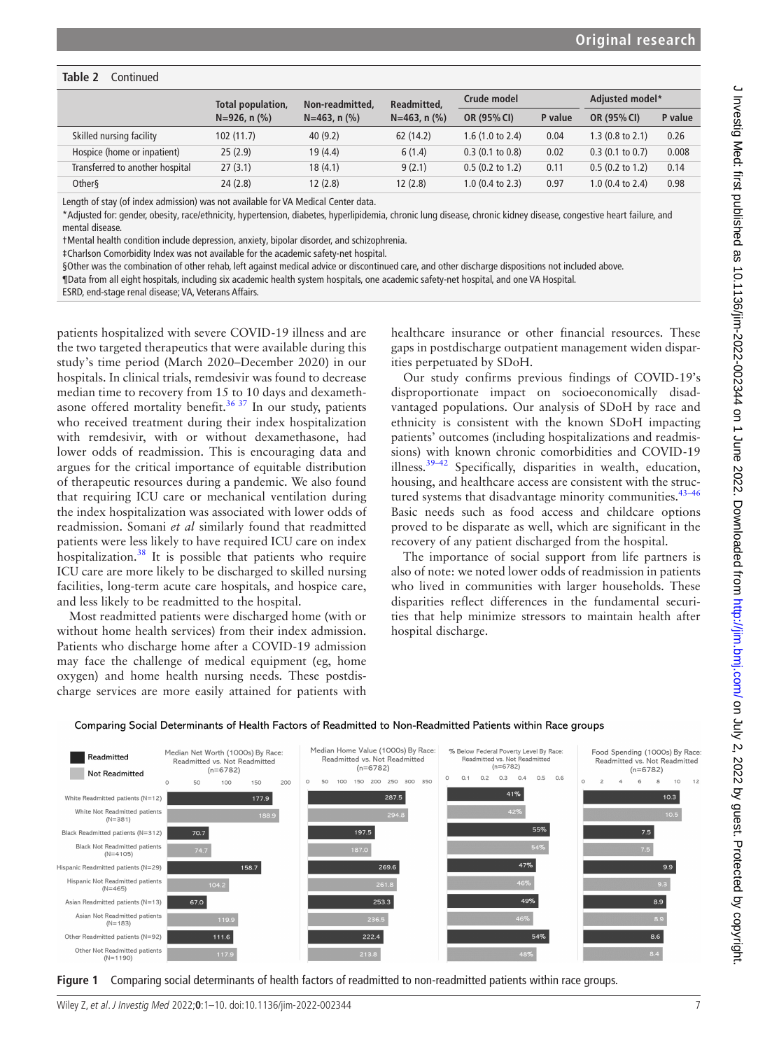**Table 2** Continued

| | Total population, N=926, n (%) | Non-readmitted, N=463, n (%) | Readmitted, N=463, n (%) | Crude model | | Adjusted model* | |
|---|---|---|---|---|---|---|---|
| | | | | OR (95% CI) | P value | OR (95% CI) | P value |
| Skilled nursing facility | 102 (11.7) | 40 (9.2) | 62 (14.2) | 1.6 (1.0 to 2.4) | 0.04 | 1.3 (0.8 to 2.1) | 0.26 |
| Hospice (home or inpatient) | 25 (2.9) | 19 (4.4) | 6 (1.4) | 0.3 (0.1 to 0.8) | 0.02 | 0.3 (0.1 to 0.7) | 0.008 |
| Transferred to another hospital | 27 (3.1) | 18 (4.1) | 9 (2.1) | 0.5 (0.2 to 1.2) | 0.11 | 0.5 (0.2 to 1.2) | 0.14 |
| Other§ | 24 (2.8) | 12 (2.8) | 12 (2.8) | 1.0 (0.4 to 2.3) | 0.97 | 1.0 (0.4 to 2.4) | 0.98 |

Length of stay (of index admission) was not available for VA Medical Center data.
*Adjusted for: gender, obesity, race/ethnicity, hypertension, diabetes, hyperlipidemia, chronic lung disease, chronic kidney disease, congestive heart failure, and mental disease.
†Mental health condition include depression, anxiety, bipolar disorder, and schizophrenia.
‡Charlson Comorbidity Index was not available for the academic safety-net hospital.
§Other was the combination of other rehab, left against medical advice or discontinued care, and other discharge dispositions not included above.
¶Data from all eight hospitals, including six academic health system hospitals, one academic safety-net hospital, and one VA Hospital.
ESRD, end-stage renal disease; VA, Veterans Affairs.

patients hospitalized with severe COVID-19 illness and are the two targeted therapeutics that were available during this study's time period (March 2020–December 2020) in our hospitals. In clinical trials, remdesivir was found to decrease median time to recovery from 15 to 10 days and dexamethasone offered mortality benefit.[36 37] In our study, patients who received treatment during their index hospitalization with remdesivir, with or without dexamethasone, had lower odds of readmission. This is encouraging data and argues for the critical importance of equitable distribution of therapeutic resources during a pandemic. We also found that requiring ICU care or mechanical ventilation during the index hospitalization was associated with lower odds of readmission. Somani *et al* similarly found that readmitted patients were less likely to have required ICU care on index hospitalization.[38] It is possible that patients who require ICU care are more likely to be discharged to skilled nursing facilities, long-term acute care hospitals, and hospice care, and less likely to be readmitted to the hospital.

Most readmitted patients were discharged home (with or without home health services) from their index admission. Patients who discharge home after a COVID-19 admission may face the challenge of medical equipment (eg, home oxygen) and home health nursing needs. These postdischarge services are more easily attained for patients with healthcare insurance or other financial resources. These gaps in postdischarge outpatient management widen disparities perpetuated by SDoH.

Our study confirms previous findings of COVID-19's disproportionate impact on socioeconomically disadvantaged populations. Our analysis of SDoH by race and ethnicity is consistent with the known SDoH impacting patients' outcomes (including hospitalizations and readmissions) with known chronic comorbidities and COVID-19 illness.[39–42] Specifically, disparities in wealth, education, housing, and healthcare access are consistent with the structured systems that disadvantage minority communities.[43–46] Basic needs such as food access and childcare options proved to be disparate as well, which are significant in the recovery of any patient discharged from the hospital.

The importance of social support from life partners is also of note: we noted lower odds of readmission in patients who lived in communities with larger households. These disparities reflect differences in the fundamental securities that help minimize stressors to maintain health after hospital discharge.

Comparing Social Determinants of Health Factors of Readmitted to Non-Readmitted Patients within Race groups

**Figure 1** Comparing social determinants of health factors of readmitted to non-readmitted patients within race groups.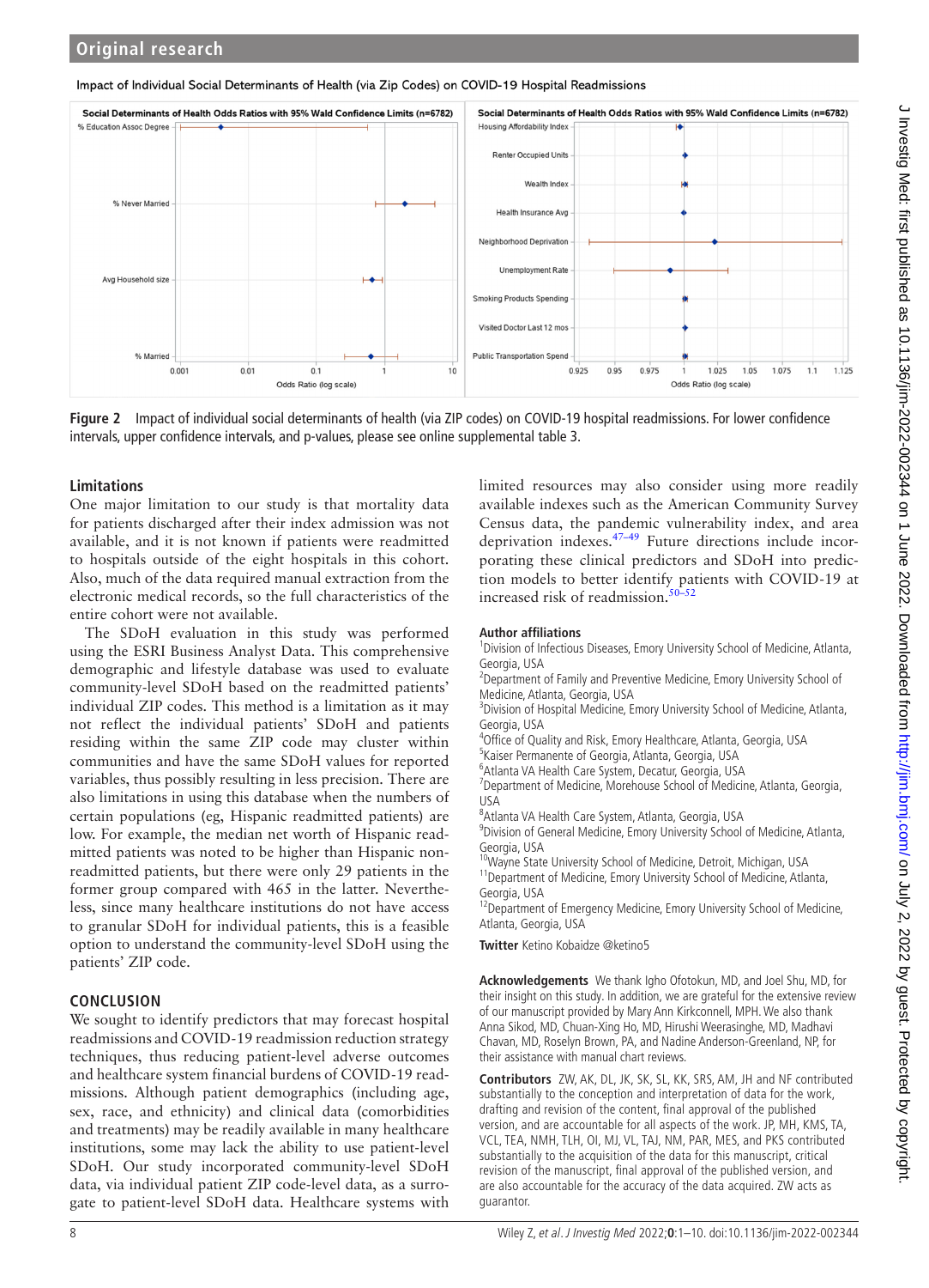Impact of Individual Social Determinants of Health (via Zip Codes) on COVID-19 Hospital Readmissions

**Figure 2** Impact of individual social determinants of health (via ZIP codes) on COVID-19 hospital readmissions. For lower confidence intervals, upper confidence intervals, and p-values, please see online supplemental table 3.

## Limitations

One major limitation to our study is that mortality data for patients discharged after their index admission was not available, and it is not known if patients were readmitted to hospitals outside of the eight hospitals in this cohort. Also, much of the data required manual extraction from the electronic medical records, so the full characteristics of the entire cohort were not available.

The SDoH evaluation in this study was performed using the ESRI Business Analyst Data. This comprehensive demographic and lifestyle database was used to evaluate community-level SDoH based on the readmitted patients' individual ZIP codes. This method is a limitation as it may not reflect the individual patients' SDoH and patients residing within the same ZIP code may cluster within communities and have the same SDoH values for reported variables, thus possibly resulting in less precision. There are also limitations in using this database when the numbers of certain populations (eg, Hispanic readmitted patients) are low. For example, the median net worth of Hispanic readmitted patients was noted to be higher than Hispanic non-readmitted patients, but there were only 29 patients in the former group compared with 465 in the latter. Nevertheless, since many healthcare institutions do not have access to granular SDoH for individual patients, this is a feasible option to understand the community-level SDoH using the patients' ZIP code.

## CONCLUSION

We sought to identify predictors that may forecast hospital readmissions and COVID-19 readmission reduction strategy techniques, thus reducing patient-level adverse outcomes and healthcare system financial burdens of COVID-19 readmissions. Although patient demographics (including age, sex, race, and ethnicity) and clinical data (comorbidities and treatments) may be readily available in many healthcare institutions, some may lack the ability to use patient-level SDoH. Our study incorporated community-level SDoH data, via individual patient ZIP code-level data, as a surrogate to patient-level SDoH data. Healthcare systems with limited resources may also consider using more readily available indexes such as the American Community Survey Census data, the pandemic vulnerability index, and area deprivation indexes.[47–49] Future directions include incorporating these clinical predictors and SDoH into prediction models to better identify patients with COVID-19 at increased risk of readmission.[50–52]

**Author affiliations**
[1]Division of Infectious Diseases, Emory University School of Medicine, Atlanta, Georgia, USA
[2]Department of Family and Preventive Medicine, Emory University School of Medicine, Atlanta, Georgia, USA
[3]Division of Hospital Medicine, Emory University School of Medicine, Atlanta, Georgia, USA
[4]Office of Quality and Risk, Emory Healthcare, Atlanta, Georgia, USA
[5]Kaiser Permanente of Georgia, Atlanta, Georgia, USA
[6]Atlanta VA Health Care System, Decatur, Georgia, USA
[7]Department of Medicine, Morehouse School of Medicine, Atlanta, Georgia, USA
[8]Atlanta VA Health Care System, Atlanta, Georgia, USA
[9]Division of General Medicine, Emory University School of Medicine, Atlanta, Georgia, USA
[10]Wayne State University School of Medicine, Detroit, Michigan, USA
[11]Department of Medicine, Emory University School of Medicine, Atlanta, Georgia, USA
[12]Department of Emergency Medicine, Emory University School of Medicine, Atlanta, Georgia, USA

**Twitter** Ketino Kobaidze @ketino5

**Acknowledgements** We thank Igho Ofotokun, MD, and Joel Shu, MD, for their insight on this study. In addition, we are grateful for the extensive review of our manuscript provided by Mary Ann Kirkconnell, MPH. We also thank Anna Sikod, MD, Chuan-Xing Ho, MD, Hirushi Weerasinghe, MD, Madhavi Chavan, MD, Roselyn Brown, PA, and Nadine Anderson-Greenland, NP, for their assistance with manual chart reviews.

**Contributors** ZW, AK, DL, JK, SK, SL, KK, SRS, AM, JH and NF contributed substantially to the conception and interpretation of data for the work, drafting and revision of the content, final approval of the published version, and are accountable for all aspects of the work. JP, MH, KMS, TA, VCL, TEA, NMH, TLH, OI, MJ, VL, TAJ, NM, PAR, MES, and PKS contributed substantially to the acquisition of the data for this manuscript, critical revision of the manuscript, final approval of the published version, and are also accountable for the accuracy of the data acquired. ZW acts as guarantor.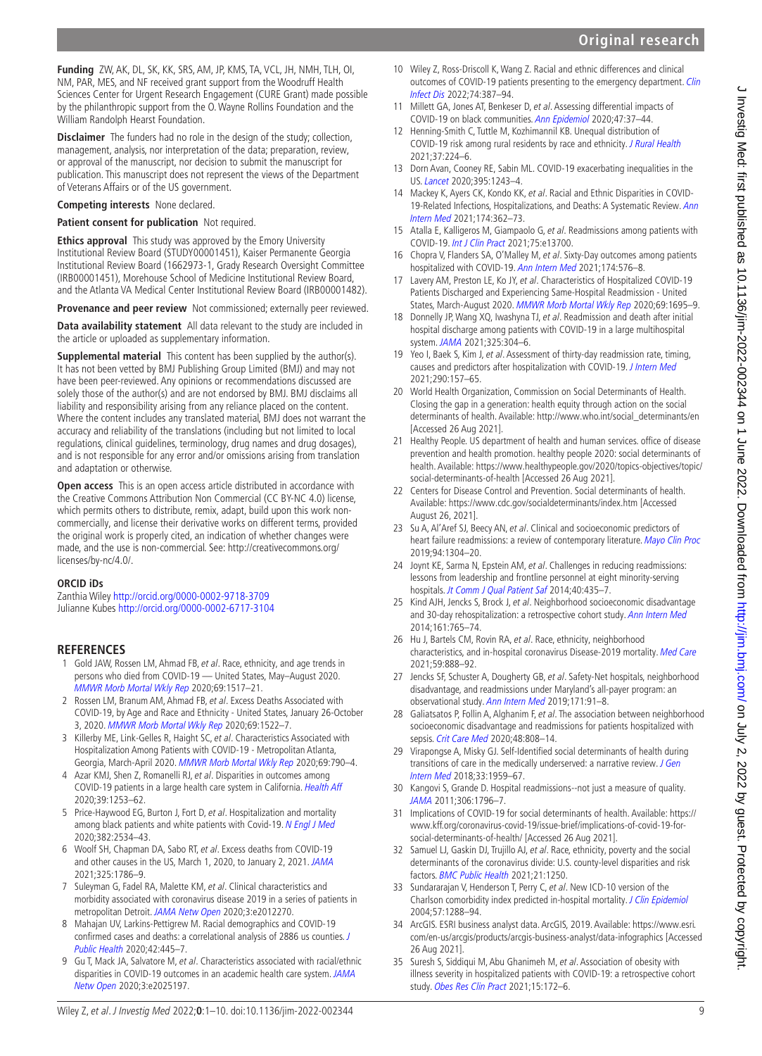**Funding** ZW, AK, DL, SK, KK, SRS, AM, JP, KMS, TA, VCL, JH, NMH, TLH, OI, NM, PAR, MES, and NF received grant support from the Woodruff Health Sciences Center for Urgent Research Engagement (CURE Grant) made possible by the philanthropic support from the O. Wayne Rollins Foundation and the William Randolph Hearst Foundation.

**Disclaimer** The funders had no role in the design of the study; collection, management, analysis, nor interpretation of the data; preparation, review, or approval of the manuscript, nor decision to submit the manuscript for publication. This manuscript does not represent the views of the Department of Veterans Affairs or of the US government.

**Competing interests** None declared.

**Patient consent for publication** Not required.

**Ethics approval** This study was approved by the Emory University Institutional Review Board (STUDY00001451), Kaiser Permanente Georgia Institutional Review Board (1662973-1, Grady Research Oversight Committee (IRB00001451), Morehouse School of Medicine Institutional Review Board, and the Atlanta VA Medical Center Institutional Review Board (IRB00001482).

**Provenance and peer review** Not commissioned; externally peer reviewed.

**Data availability statement** All data relevant to the study are included in the article or uploaded as supplementary information.

**Supplemental material** This content has been supplied by the author(s). It has not been vetted by BMJ Publishing Group Limited (BMJ) and may not have been peer-reviewed. Any opinions or recommendations discussed are solely those of the author(s) and are not endorsed by BMJ. BMJ disclaims all liability and responsibility arising from any reliance placed on the content. Where the content includes any translated material, BMJ does not warrant the accuracy and reliability of the translations (including but not limited to local regulations, clinical guidelines, terminology, drug names and drug dosages), and is not responsible for any error and/or omissions arising from translation and adaptation or otherwise.

**Open access** This is an open access article distributed in accordance with the Creative Commons Attribution Non Commercial (CC BY-NC 4.0) license, which permits others to distribute, remix, adapt, build upon this work non-commercially, and license their derivative works on different terms, provided the original work is properly cited, an indication of whether changes were made, and the use is non-commercial. See: http://creativecommons.org/licenses/by-nc/4.0/.

#### ORCID iDs

Zanthia Wiley http://orcid.org/0000-0002-9718-3709
Julianne Kubes http://orcid.org/0000-0002-6717-3104

## REFERENCES

1. Gold JAW, Rossen LM, Ahmad FB, *et al*. Race, ethnicity, and age trends in persons who died from COVID-19 — United States, May–August 2020. *MMWR Morb Mortal Wkly Rep* 2020;69:1517–21.
2. Rossen LM, Branum AM, Ahmad FB, *et al*. Excess Deaths Associated with COVID-19, by Age and Race and Ethnicity - United States, January 26-October 3, 2020. *MMWR Morb Mortal Wkly Rep* 2020;69:1522–7.
3. Killerby ME, Link-Gelles R, Haight SC, *et al*. Characteristics Associated with Hospitalization Among Patients with COVID-19 - Metropolitan Atlanta, Georgia, March-April 2020. *MMWR Morb Mortal Wkly Rep* 2020;69:790–4.
4. Azar KMJ, Shen Z, Romanelli RJ, *et al*. Disparities in outcomes among COVID-19 patients in a large health care system in California. *Health Aff* 2020;39:1253–62.
5. Price-Haywood EG, Burton J, Fort D, *et al*. Hospitalization and mortality among black patients and white patients with Covid-19. *N Engl J Med* 2020;382:2534–43.
6. Woolf SH, Chapman DA, Sabo RT, *et al*. Excess deaths from COVID-19 and other causes in the US, March 1, 2020, to January 2, 2021. *JAMA* 2021;325:1786–9.
7. Suleyman G, Fadel RA, Malette KM, *et al*. Clinical characteristics and morbidity associated with coronavirus disease 2019 in a series of patients in metropolitan Detroit. *JAMA Netw Open* 2020;3:e2012270.
8. Mahajan UV, Larkins-Pettigrew M. Racial demographics and COVID-19 confirmed cases and deaths: a correlational analysis of 2886 us counties. *J Public Health* 2020;42:445–7.
9. Gu T, Mack JA, Salvatore M, *et al*. Characteristics associated with racial/ethnic disparities in COVID-19 outcomes in an academic health care system. *JAMA Netw Open* 2020;3:e2025197.
10. Wiley Z, Ross-Driscoll K, Wang Z. Racial and ethnic differences and clinical outcomes of COVID-19 patients presenting to the emergency department. *Clin Infect Dis* 2022;74:387–94.
11. Millett GA, Jones AT, Benkeser D, *et al*. Assessing differential impacts of COVID-19 on black communities. *Ann Epidemiol* 2020;47:37–44.
12. Henning-Smith C, Tuttle M, Kozhimannil KB. Unequal distribution of COVID-19 risk among rural residents by race and ethnicity. *J Rural Health* 2021;37:224–6.
13. Dorn Avan, Cooney RE, Sabin ML. COVID-19 exacerbating inequalities in the US. *Lancet* 2020;395:1243–4.
14. Mackey K, Ayers CK, Kondo KK, *et al*. Racial and Ethnic Disparities in COVID-19-Related Infections, Hospitalizations, and Deaths: A Systematic Review. *Ann Intern Med* 2021;174:362–73.
15. Atalla E, Kalligeros M, Giampaolo G, *et al*. Readmissions among patients with COVID-19. *Int J Clin Pract* 2021;75:e13700.
16. Chopra V, Flanders SA, O'Malley M, *et al*. Sixty-Day outcomes among patients hospitalized with COVID-19. *Ann Intern Med* 2021;174:576–8.
17. Lavery AM, Preston LE, Ko JY, *et al*. Characteristics of Hospitalized COVID-19 Patients Discharged and Experiencing Same-Hospital Readmission - United States, March-August 2020. *MMWR Morb Mortal Wkly Rep* 2020;69:1695–9.
18. Donnelly JP, Wang XQ, Iwashyna TJ, *et al*. Readmission and death after initial hospital discharge among patients with COVID-19 in a large multihospital system. *JAMA* 2021;325:304–6.
19. Yeo I, Baek S, Kim J, *et al*. Assessment of thirty-day readmission rate, timing, causes and predictors after hospitalization with COVID-19. *J Intern Med* 2021;290:157–65.
20. World Health Organization, Commission on Social Determinants of Health. Closing the gap in a generation: health equity through action on the social determinants of health. Available: http://www.who.int/social_determinants/en [Accessed 26 Aug 2021].
21. Healthy People. US department of health and human services. office of disease prevention and health promotion. healthy people 2020: social determinants of health. Available: https://www.healthypeople.gov/2020/topics-objectives/topic/social-determinants-of-health [Accessed 26 Aug 2021].
22. Centers for Disease Control and Prevention. Social determinants of health. Available: https://www.cdc.gov/socialdeterminants/index.htm [Accessed August 26, 2021].
23. Su A, Al'Aref SJ, Beecy AN, *et al*. Clinical and socioeconomic predictors of heart failure readmissions: a review of contemporary literature. *Mayo Clin Proc* 2019;94:1304–20.
24. Joynt KE, Sarma N, Epstein AM, *et al*. Challenges in reducing readmissions: lessons from leadership and frontline personnel at eight minority-serving hospitals. *Jt Comm J Qual Patient Saf* 2014;40:435–7.
25. Kind AJH, Jencks S, Brock J, *et al*. Neighborhood socioeconomic disadvantage and 30-day rehospitalization: a retrospective cohort study. *Ann Intern Med* 2014;161:765–74.
26. Hu J, Bartels CM, Rovin RA, *et al*. Race, ethnicity, neighborhood characteristics, and in-hospital coronavirus Disease-2019 mortality. *Med Care* 2021;59:888–92.
27. Jencks SF, Schuster A, Dougherty GB, *et al*. Safety-Net hospitals, neighborhood disadvantage, and readmissions under Maryland's all-payer program: an observational study. *Ann Intern Med* 2019;171:91–8.
28. Galiatsatos P, Follin A, Alghanim F, *et al*. The association between neighborhood socioeconomic disadvantage and readmissions for patients hospitalized with sepsis. *Crit Care Med* 2020;48:808–14.
29. Virapongse A, Misky GJ. Self-Identified social determinants of health during transitions of care in the medically underserved: a narrative review. *J Gen Intern Med* 2018;33:1959–67.
30. Kangovi S, Grande D. Hospital readmissions--not just a measure of quality. *JAMA* 2011;306:1796–7.
31. Implications of COVID-19 for social determinants of health. Available: https://www.kff.org/coronavirus-covid-19/issue-brief/implications-of-covid-19-for-social-determinants-of-health/ [Accessed 26 Aug 2021].
32. Samuel LJ, Gaskin DJ, Trujillo AJ, *et al*. Race, ethnicity, poverty and the social determinants of the coronavirus divide: U.S. county-level disparities and risk factors. *BMC Public Health* 2021;21:1250.
33. Sundararajan V, Henderson T, Perry C, *et al*. New ICD-10 version of the Charlson comorbidity index predicted in-hospital mortality. *J Clin Epidemiol* 2004;57:1288–94.
34. ArcGIS. ESRI business analyst data. ArcGIS, 2019. Available: https://www.esri.com/en-us/arcgis/products/arcgis-business-analyst/data-infographics [Accessed 26 Aug 2021].
35. Suresh S, Siddiqui M, Abu Ghanimeh M, *et al*. Association of obesity with illness severity in hospitalized patients with COVID-19: a retrospective cohort study. *Obes Res Clin Pract* 2021;15:172–6.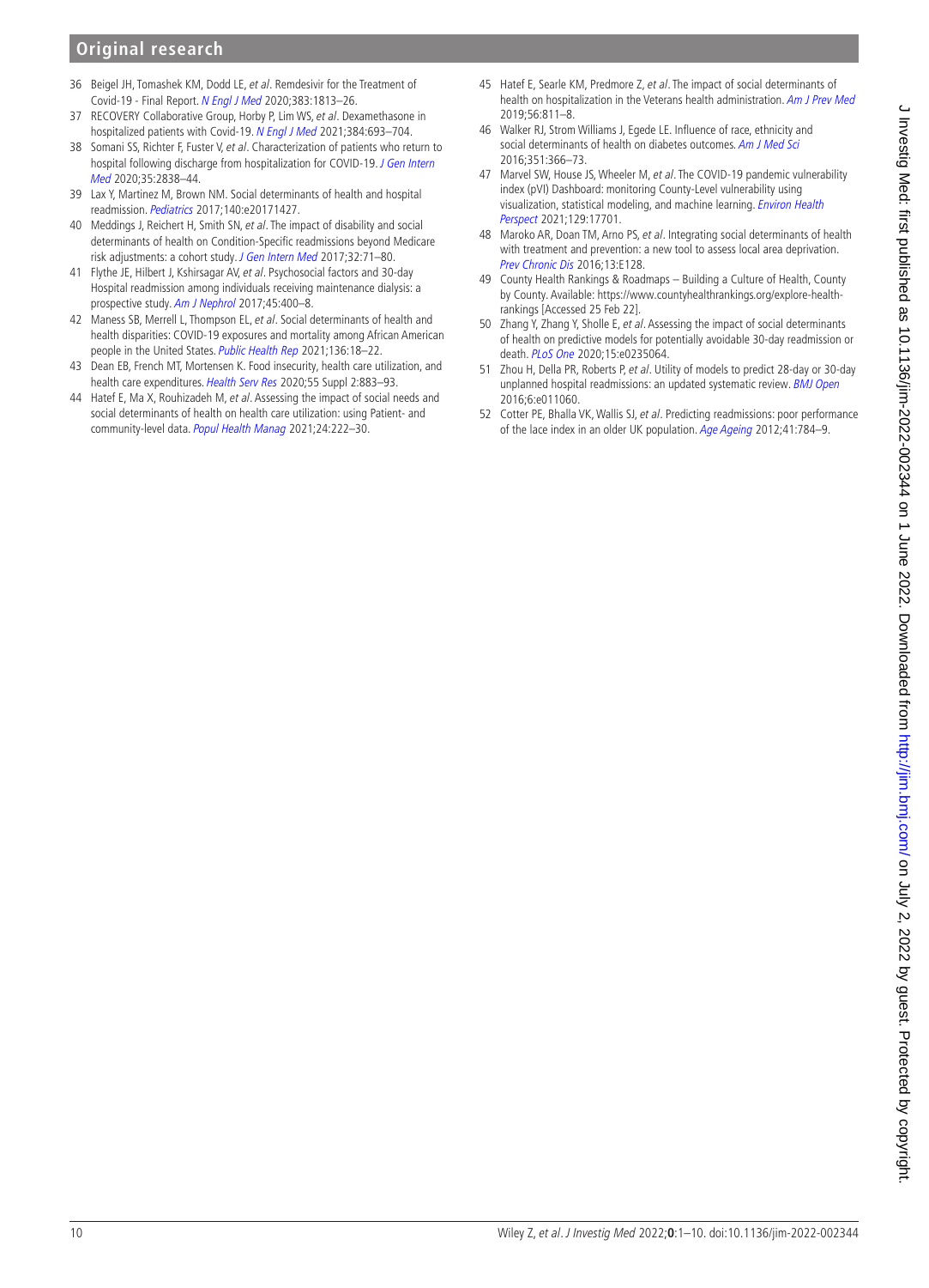36 Beigel JH, Tomashek KM, Dodd LE, *et al*. Remdesivir for the Treatment of Covid-19 - Final Report. *N Engl J Med* 2020;383:1813–26.

37 RECOVERY Collaborative Group, Horby P, Lim WS, *et al*. Dexamethasone in hospitalized patients with Covid-19. *N Engl J Med* 2021;384:693–704.

38 Somani SS, Richter F, Fuster V, *et al*. Characterization of patients who return to hospital following discharge from hospitalization for COVID-19. *J Gen Intern Med* 2020;35:2838–44.

39 Lax Y, Martinez M, Brown NM. Social determinants of health and hospital readmission. *Pediatrics* 2017;140:e20171427.

40 Meddings J, Reichert H, Smith SN, *et al*. The impact of disability and social determinants of health on Condition-Specific readmissions beyond Medicare risk adjustments: a cohort study. *J Gen Intern Med* 2017;32:71–80.

41 Flythe JE, Hilbert J, Kshirsagar AV, *et al*. Psychosocial factors and 30-day Hospital readmission among individuals receiving maintenance dialysis: a prospective study. *Am J Nephrol* 2017;45:400–8.

42 Maness SB, Merrell L, Thompson EL, *et al*. Social determinants of health and health disparities: COVID-19 exposures and mortality among African American people in the United States. *Public Health Rep* 2021;136:18–22.

43 Dean EB, French MT, Mortensen K. Food insecurity, health care utilization, and health care expenditures. *Health Serv Res* 2020;55 Suppl 2:883–93.

44 Hatef E, Ma X, Rouhizadeh M, *et al*. Assessing the impact of social needs and social determinants of health on health care utilization: using Patient- and community-level data. *Popul Health Manag* 2021;24:222–30.

45 Hatef E, Searle KM, Predmore Z, *et al*. The impact of social determinants of health on hospitalization in the Veterans health administration. *Am J Prev Med* 2019;56:811–8.

46 Walker RJ, Strom Williams J, Egede LE. Influence of race, ethnicity and social determinants of health on diabetes outcomes. *Am J Med Sci* 2016;351:366–73.

47 Marvel SW, House JS, Wheeler M, *et al*. The COVID-19 pandemic vulnerability index (pVI) Dashboard: monitoring County-Level vulnerability using visualization, statistical modeling, and machine learning. *Environ Health Perspect* 2021;129:17701.

48 Maroko AR, Doan TM, Arno PS, *et al*. Integrating social determinants of health with treatment and prevention: a new tool to assess local area deprivation. *Prev Chronic Dis* 2016;13:E128.

49 County Health Rankings & Roadmaps – Building a Culture of Health, County by County. Available: https://www.countyhealthrankings.org/explore-health-rankings [Accessed 25 Feb 22].

50 Zhang Y, Zhang Y, Sholle E, *et al*. Assessing the impact of social determinants of health on predictive models for potentially avoidable 30-day readmission or death. *PLoS One* 2020;15:e0235064.

51 Zhou H, Della PR, Roberts P, *et al*. Utility of models to predict 28-day or 30-day unplanned hospital readmissions: an updated systematic review. *BMJ Open* 2016;6:e011060.

52 Cotter PE, Bhalla VK, Wallis SJ, *et al*. Predicting readmissions: poor performance of the lace index in an older UK population. *Age Ageing* 2012;41:784–9.